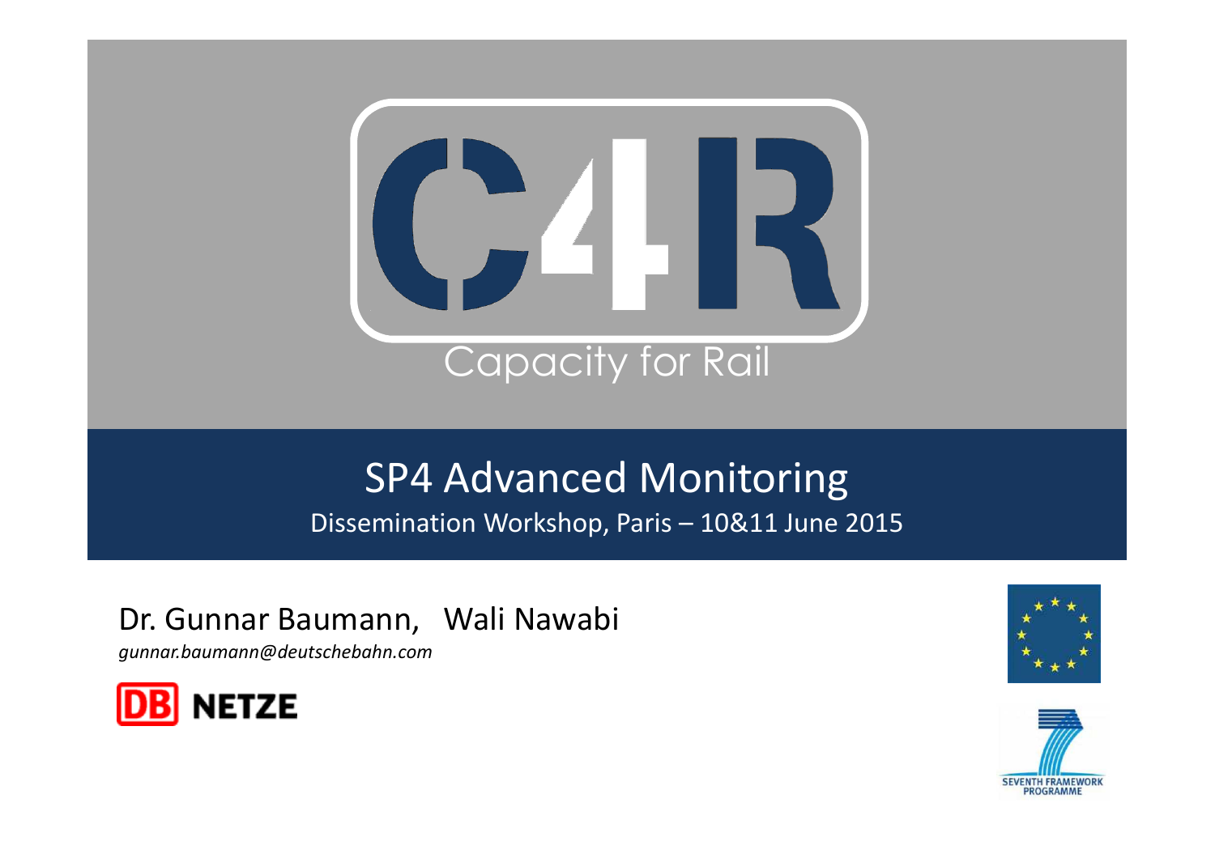# C4R

Capacity for Rail

## SP4 Advanced Monitoring

Dissemination Workshop, Paris – 10&11 June 2015

Dr. Gunnar Baumann, Wali Nawabi

*gunnar.baumann@deutschebahn.com*

DB NETZE

SEVENTH FRAMEWORK PROGRAMME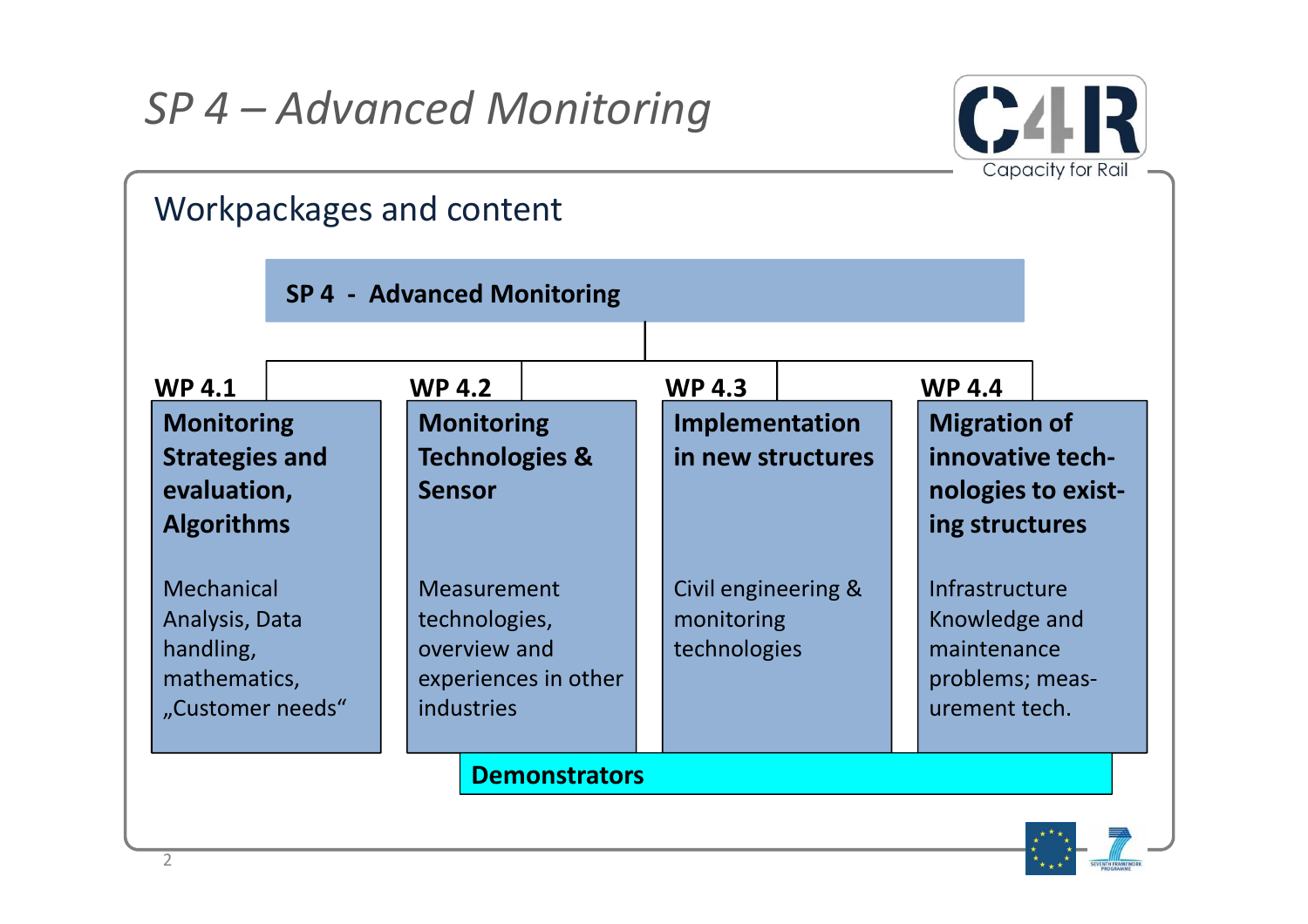# SP 4 – Advanced Monitoring

## Workpackages and content

**SP 4 - Advanced Monitoring**

| WP 4.1 | WP 4.2 | WP 4.3 | WP 4.4 |
|---|---|---|---|
| **Monitoring Strategies and evaluation, Algorithms** | **Monitoring Technologies & Sensor** | **Implementation in new structures** | **Migration of innovative tech-nologies to exist-ing structures** |
| Mechanical Analysis, Data handling, mathematics, „Customer needs“ | Measurement technologies, overview and experiences in other industries | Civil engineering & monitoring technologies | Infrastructure Knowledge and maintenance problems; meas-urement tech. |

**Demonstrators**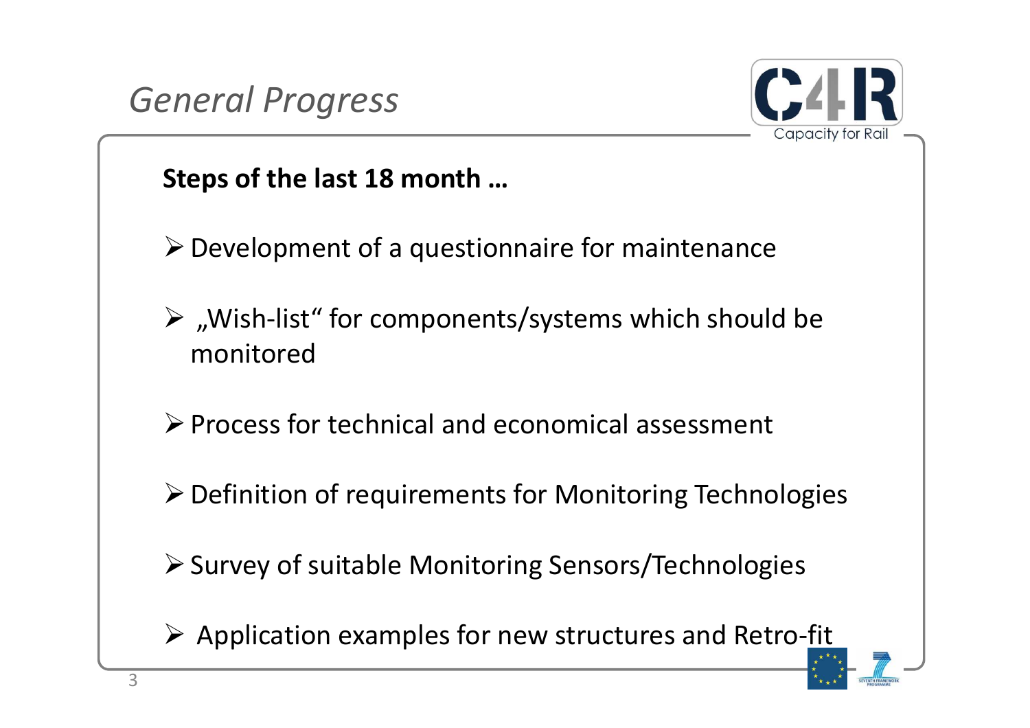# *General Progress*

**Steps of the last 18 month …**

- Development of a questionnaire for maintenance
- „Wish-list" for components/systems which should be monitored
- Process for technical and economical assessment
- Definition of requirements for Monitoring Technologies
- Survey of suitable Monitoring Sensors/Technologies
- Application examples for new structures and Retro-fit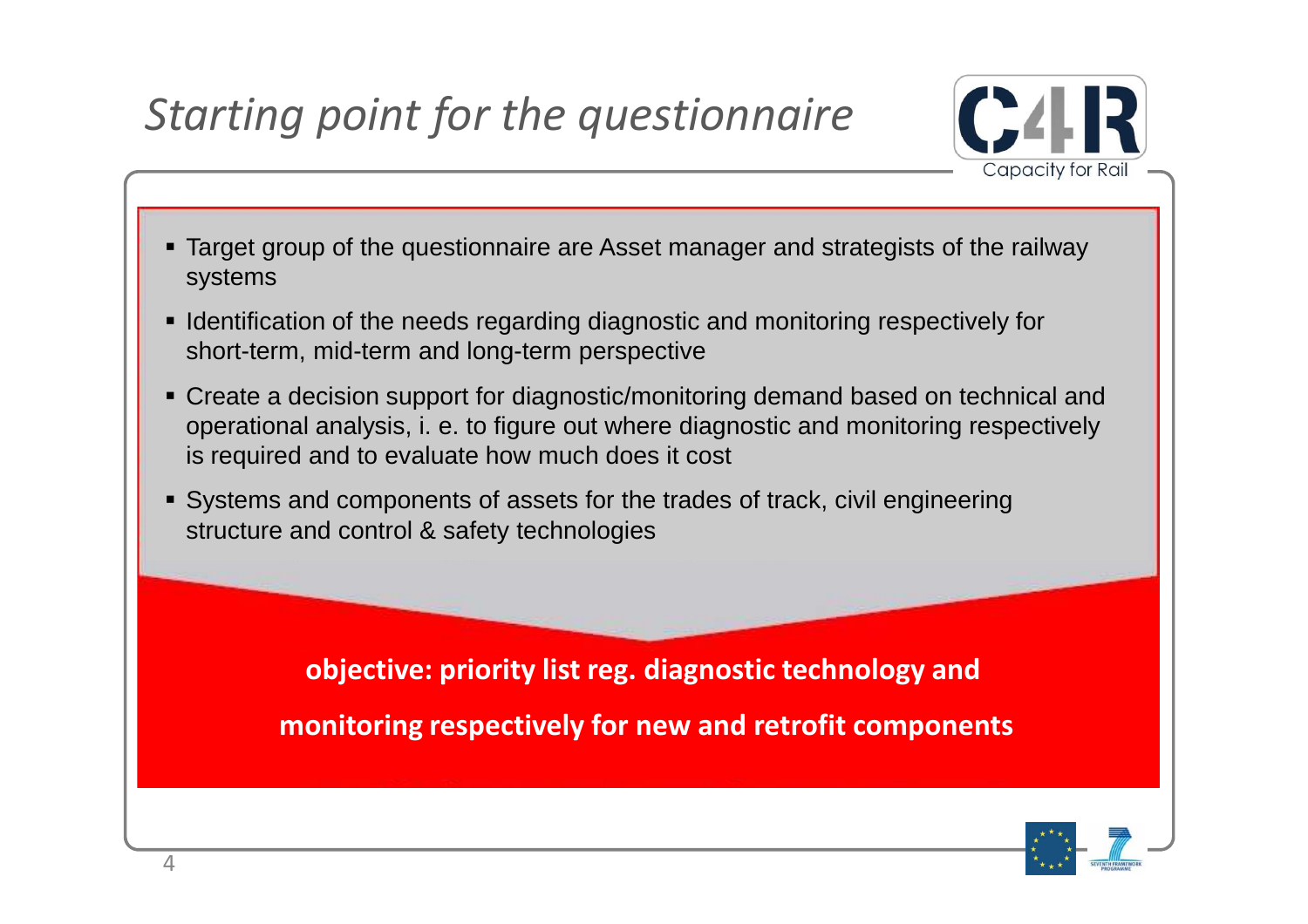# *Starting point for the questionnaire*

- Target group of the questionnaire are Asset manager and strategists of the railway systems
- Identification of the needs regarding diagnostic and monitoring respectively for short-term, mid-term and long-term perspective
- Create a decision support for diagnostic/monitoring demand based on technical and operational analysis, i. e. to figure out where diagnostic and monitoring respectively is required and to evaluate how much does it cost
- Systems and components of assets for the trades of track, civil engineering structure and control & safety technologies

**objective: priority list reg. diagnostic technology and monitoring respectively for new and retrofit components**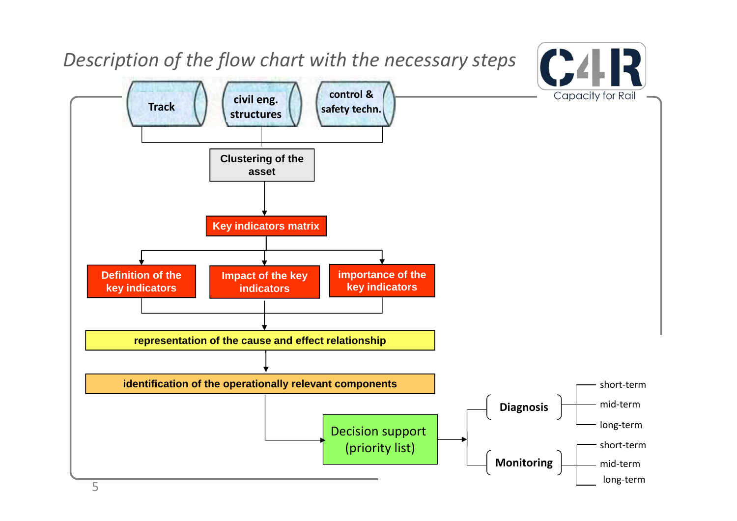# Description of the flow chart with the necessary steps

C4R Capacity for Rail

Track | civil eng. structures | control & safety techn.

Clustering of the asset

Key indicators matrix

Definition of the key indicators | Impact of the key indicators | importance of the key indicators

representation of the cause and effect relationship

identification of the operationally relevant components

Decision support (priority list)

- **Diagnosis**
  - short-term
  - mid-term
  - long-term
- **Monitoring**
  - short-term
  - mid-term
  - long-term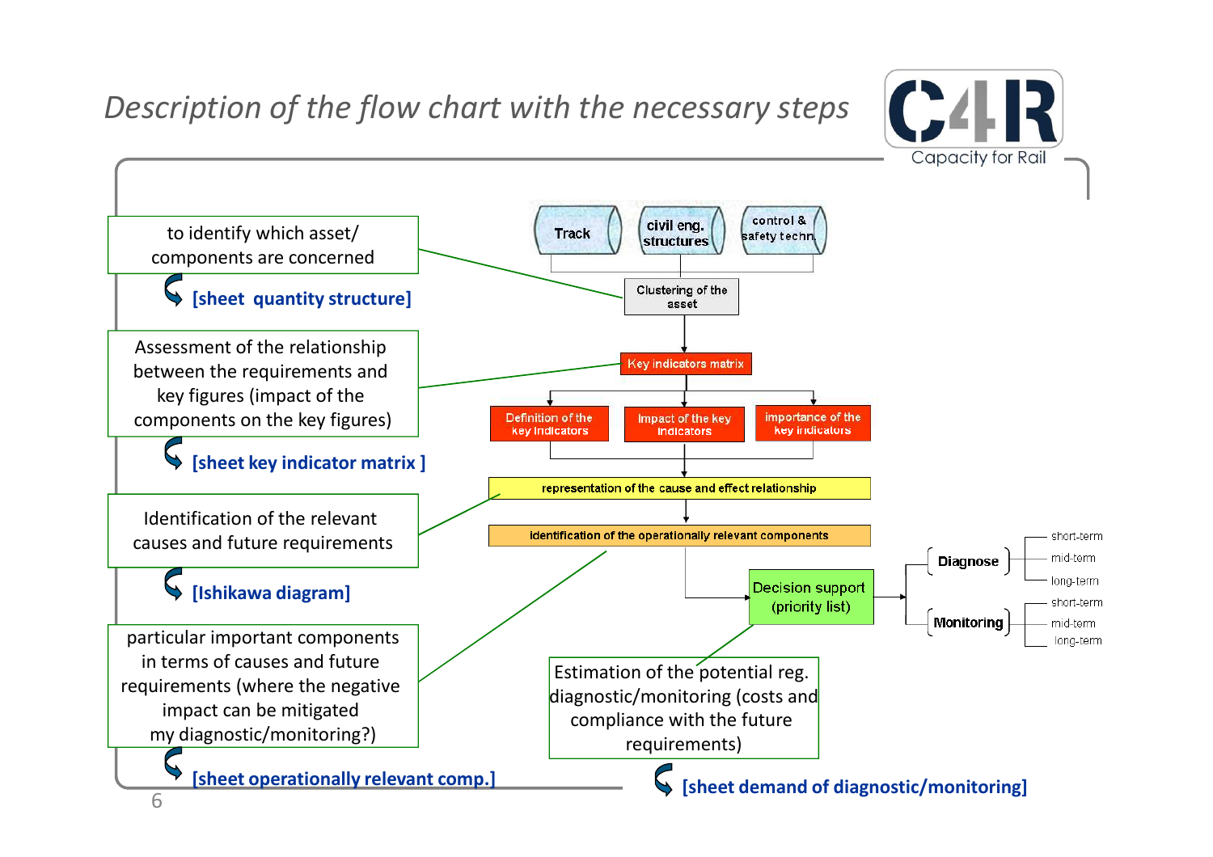# Description of the flow chart with the necessary steps

to identify which asset/ components are concerned

**[sheet quantity structure]**

Assessment of the relationship between the requirements and key figures (impact of the components on the key figures)

**[sheet key indicator matrix ]**

Identification of the relevant causes and future requirements

**[Ishikawa diagram]**

particular important components in terms of causes and future requirements (where the negative impact can be mitigated my diagnostic/monitoring?)

**[sheet operationally relevant comp.]**

Track | civil eng. structures | control & safety techn.

Clustering of the asset

Key indicators matrix

Definition of the key indicators | Impact of the key indicators | importance of the key indicators

representation of the cause and effect relationship

identification of the operationally relevant components

Decision support (priority list)

- Diagnose
  - short-term
  - mid-term
  - long-term
- Monitoring
  - short-term
  - mid-term
  - long-term

Estimation of the potential reg. diagnostic/monitoring (costs and compliance with the future requirements)

**[sheet demand of diagnostic/monitoring]**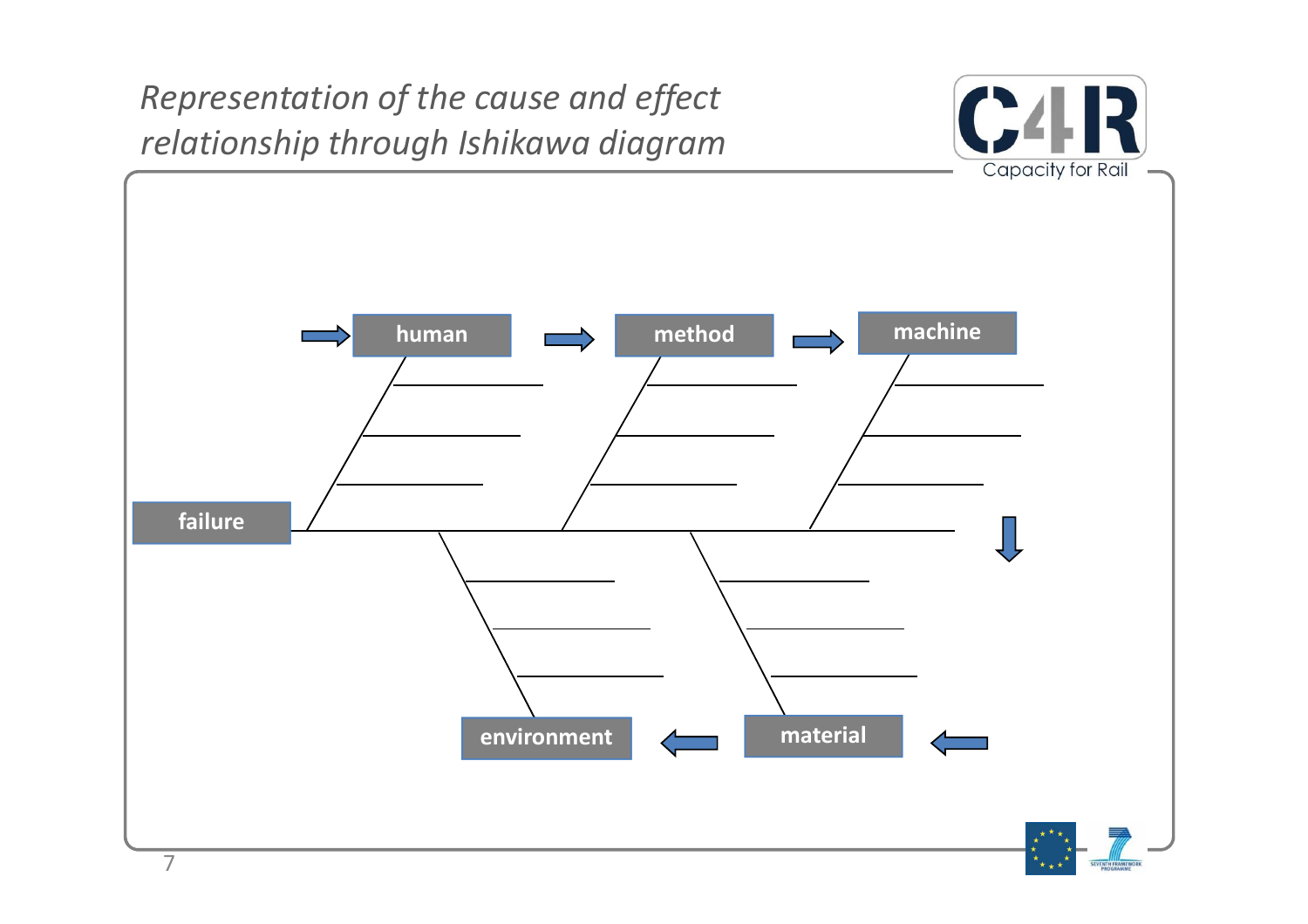*Representation of the cause and effect relationship through Ishikawa diagram*

human → method → machine

failure

material ← environment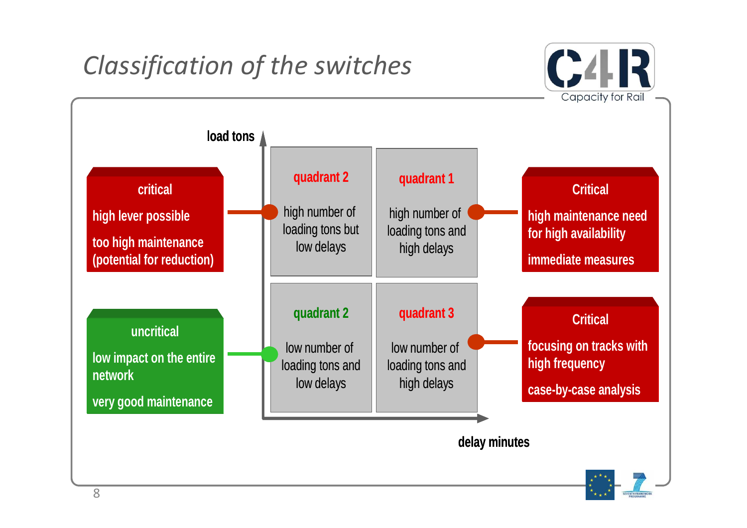# Classification of the switches

load tons

delay minutes

**critical**

high lever possible

too high maintenance (potential for reduction)

**uncritical**

low impact on the entire network

very good maintenance

**quadrant 2**

high number of loading tons but low delays

**quadrant 1**

high number of loading tons and high delays

**quadrant 2**

low number of loading tons and low delays

**quadrant 3**

low number of loading tons and high delays

**Critical**

high maintenance need for high availability

immediate measures

**Critical**

focusing on tracks with high frequency

case-by-case analysis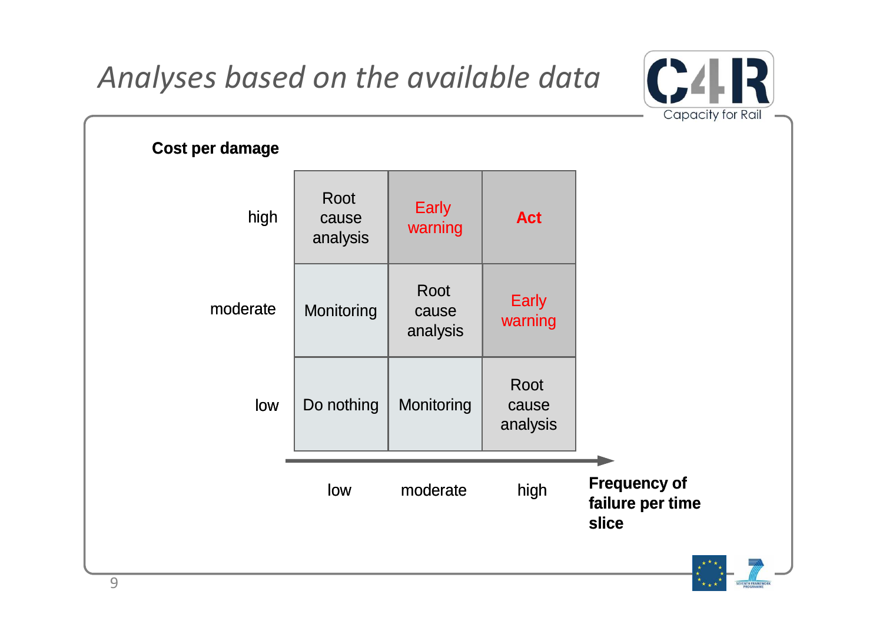# Analyses based on the available data

**Cost per damage**

| Cost per damage \ Frequency of failure per time slice | low | moderate | high |
| --- | --- | --- | --- |
| high | Root cause analysis | Early warning | **Act** |
| moderate | Monitoring | Root cause analysis | Early warning |
| low | Do nothing | Monitoring | Root cause analysis |

**Frequency of failure per time slice**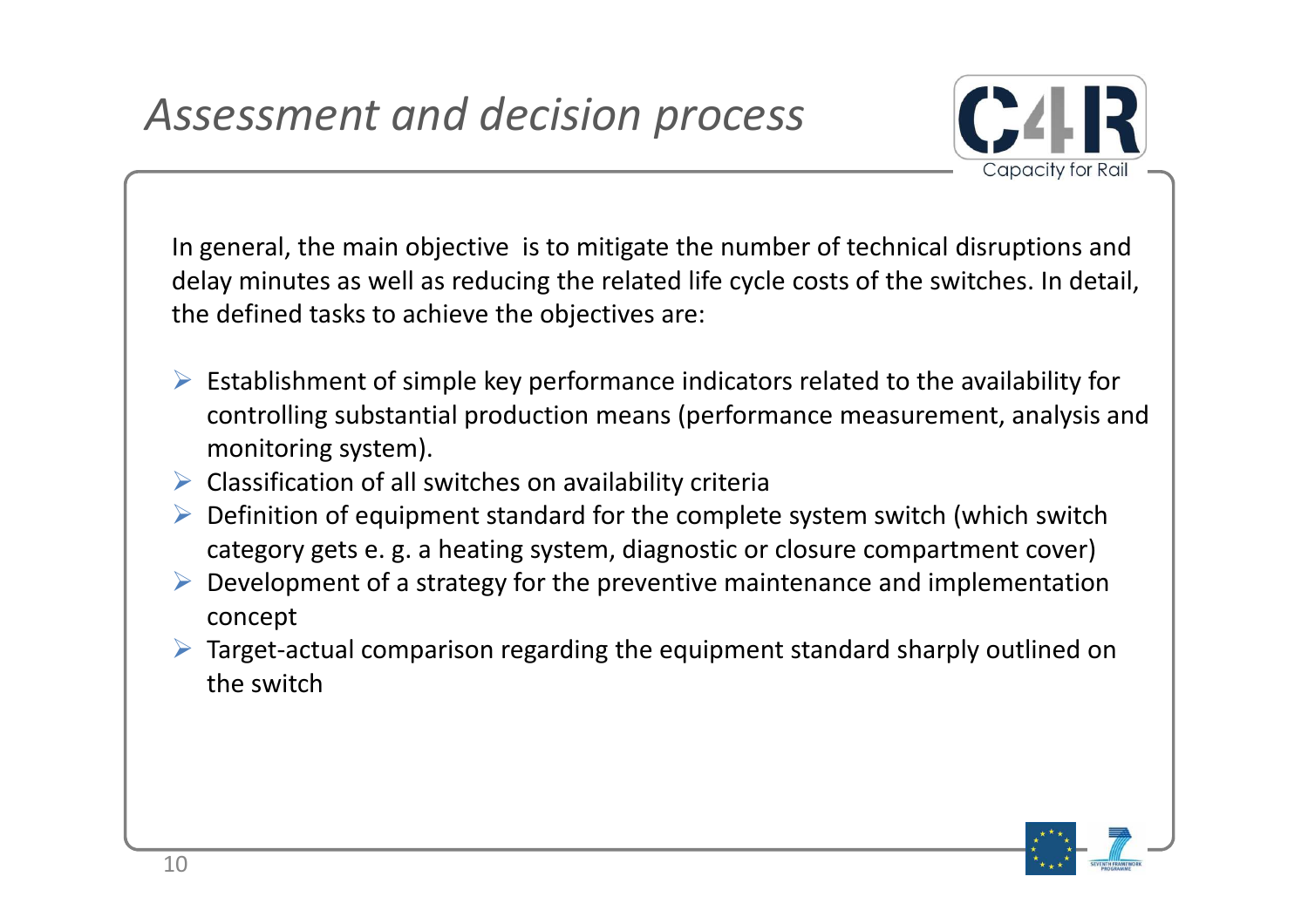# *Assessment and decision process*

In general, the main objective is to mitigate the number of technical disruptions and delay minutes as well as reducing the related life cycle costs of the switches. In detail, the defined tasks to achieve the objectives are:

- Establishment of simple key performance indicators related to the availability for controlling substantial production means (performance measurement, analysis and monitoring system).
- Classification of all switches on availability criteria
- Definition of equipment standard for the complete system switch (which switch category gets e. g. a heating system, diagnostic or closure compartment cover)
- Development of a strategy for the preventive maintenance and implementation concept
- Target-actual comparison regarding the equipment standard sharply outlined on the switch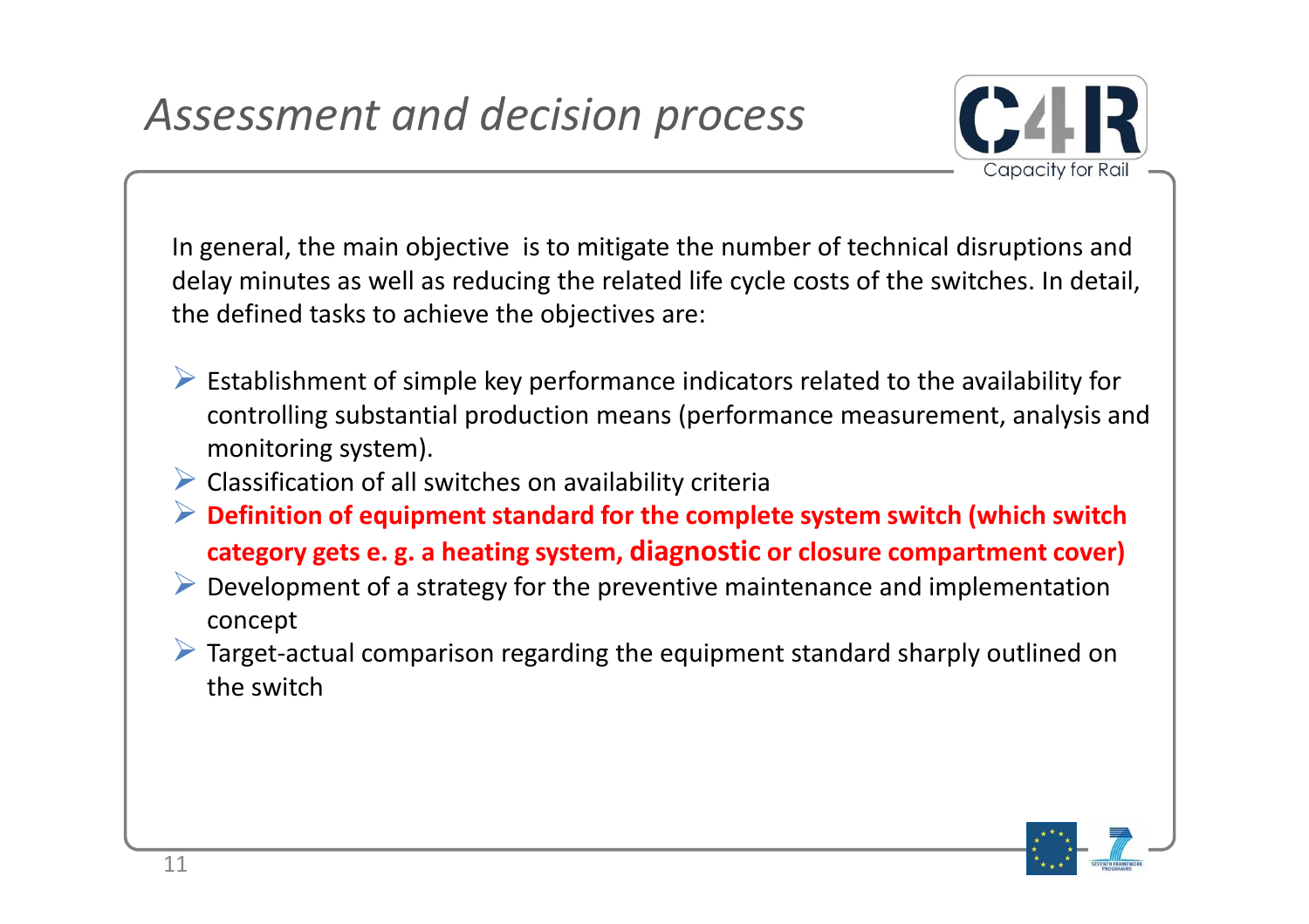# *Assessment and decision process*

In general, the main objective is to mitigate the number of technical disruptions and delay minutes as well as reducing the related life cycle costs of the switches. In detail, the defined tasks to achieve the objectives are:

- Establishment of simple key performance indicators related to the availability for controlling substantial production means (performance measurement, analysis and monitoring system).
- Classification of all switches on availability criteria
- **Definition of equipment standard for the complete system switch (which switch category gets e. g. a heating system, diagnostic or closure compartment cover)**
- Development of a strategy for the preventive maintenance and implementation concept
- Target-actual comparison regarding the equipment standard sharply outlined on the switch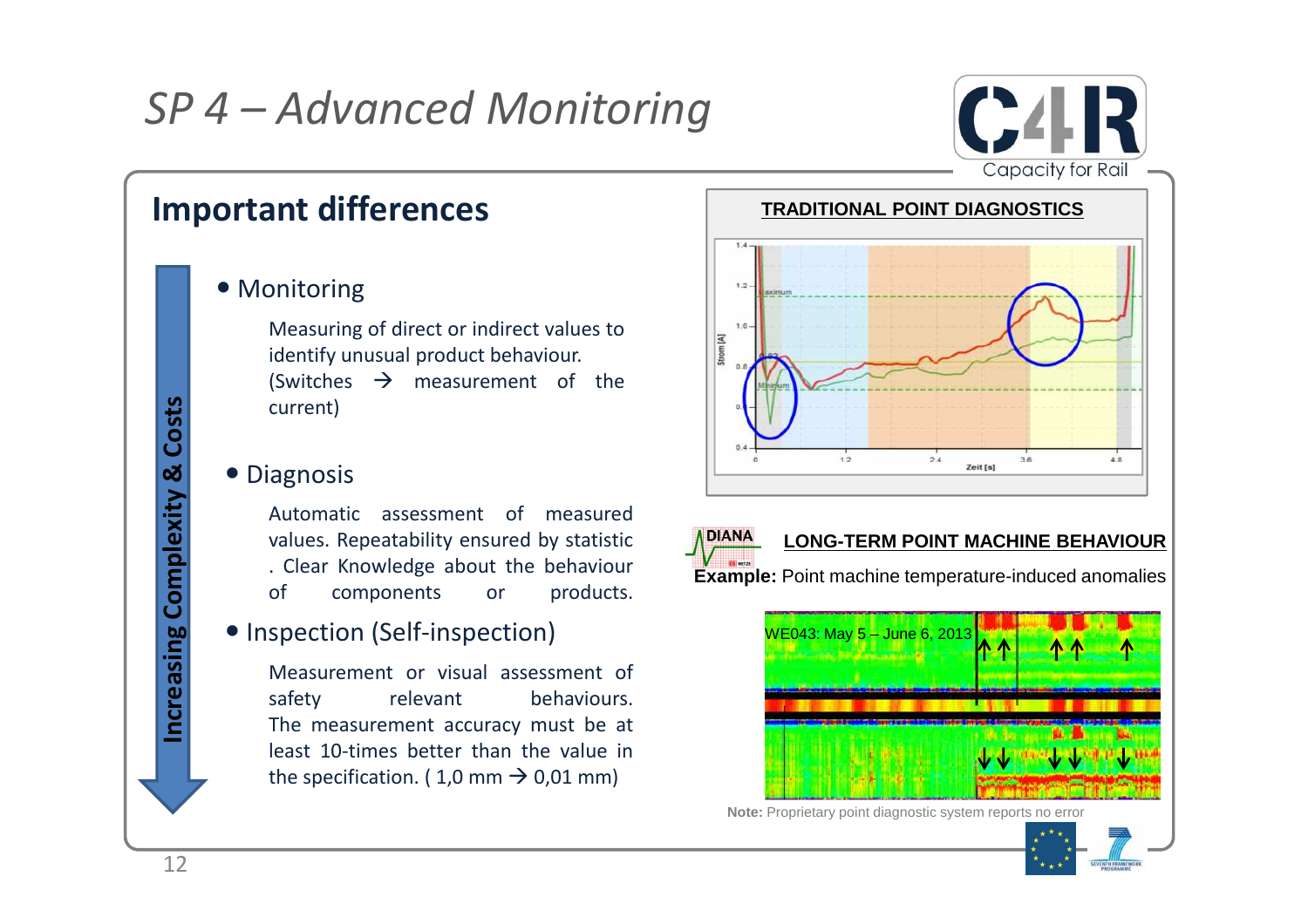# SP 4 – Advanced Monitoring

## Important differences

Increasing Complexity & Costs

- Monitoring

  Measuring of direct or indirect values to identify unusual product behaviour. (Switches → measurement of the current)

- Diagnosis

  Automatic assessment of measured values. Repeatability ensured by statistic . Clear Knowledge about the behaviour of components or products.

- Inspection (Self-inspection)

  Measurement or visual assessment of safety relevant behaviours. The measurement accuracy must be at least 10-times better than the value in the specification. ( 1,0 mm → 0,01 mm)

**TRADITIONAL POINT DIAGNOSTICS**

**LONG-TERM POINT MACHINE BEHAVIOUR**

**Example:** Point machine temperature-induced anomalies

WE043: May 5 – June 6, 2013

**Note:** Proprietary point diagnostic system reports no error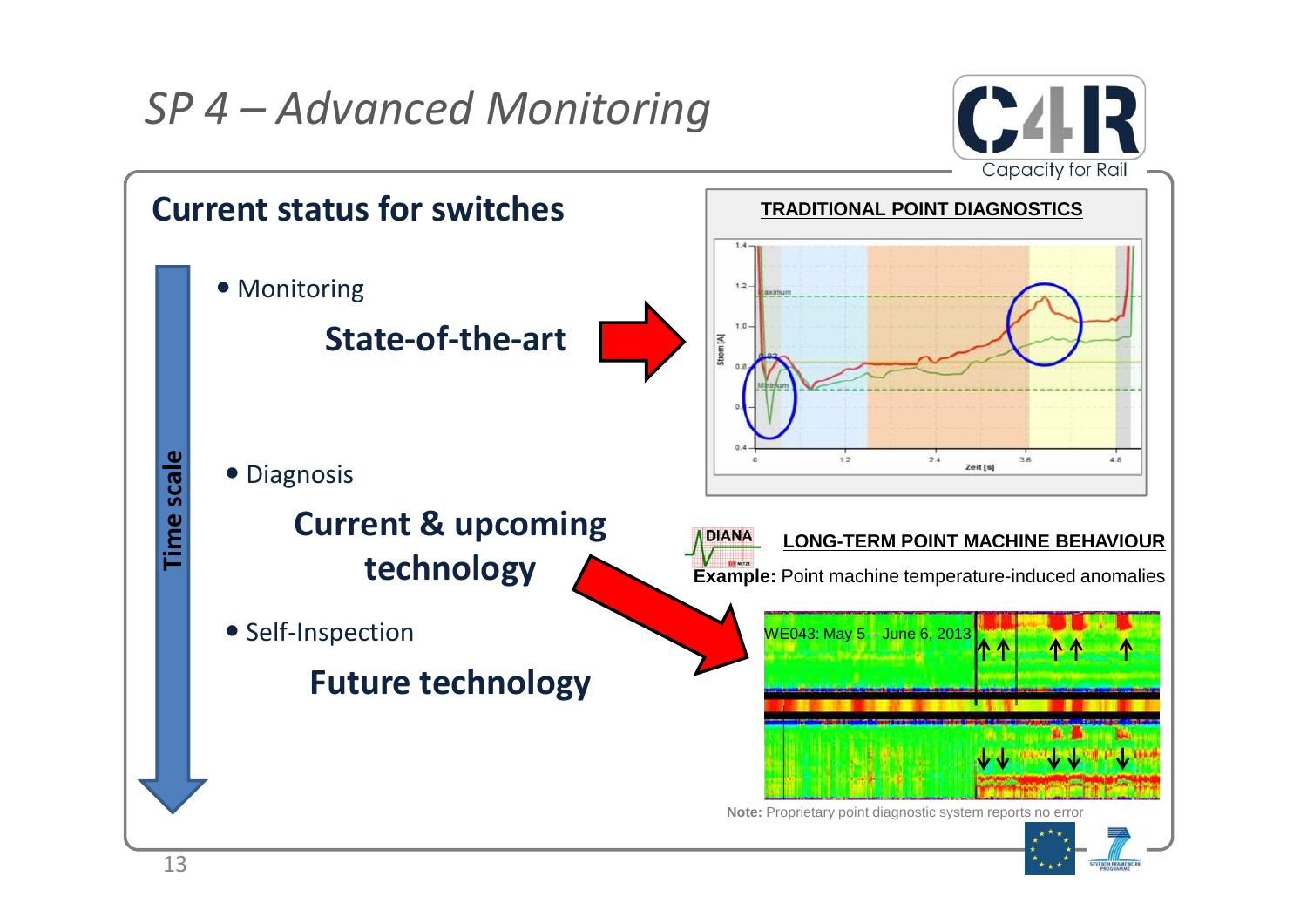# SP 4 – Advanced Monitoring

## Current status for switches

Time scale

- Monitoring

  **State-of-the-art**

- Diagnosis

  **Current & upcoming technology**

- Self-Inspection

  **Future technology**

**TRADITIONAL POINT DIAGNOSTICS**

**LONG-TERM POINT MACHINE BEHAVIOUR**

**Example:** Point machine temperature-induced anomalies

WE043: May 5 – June 6, 2013

**Note:** Proprietary point diagnostic system reports no error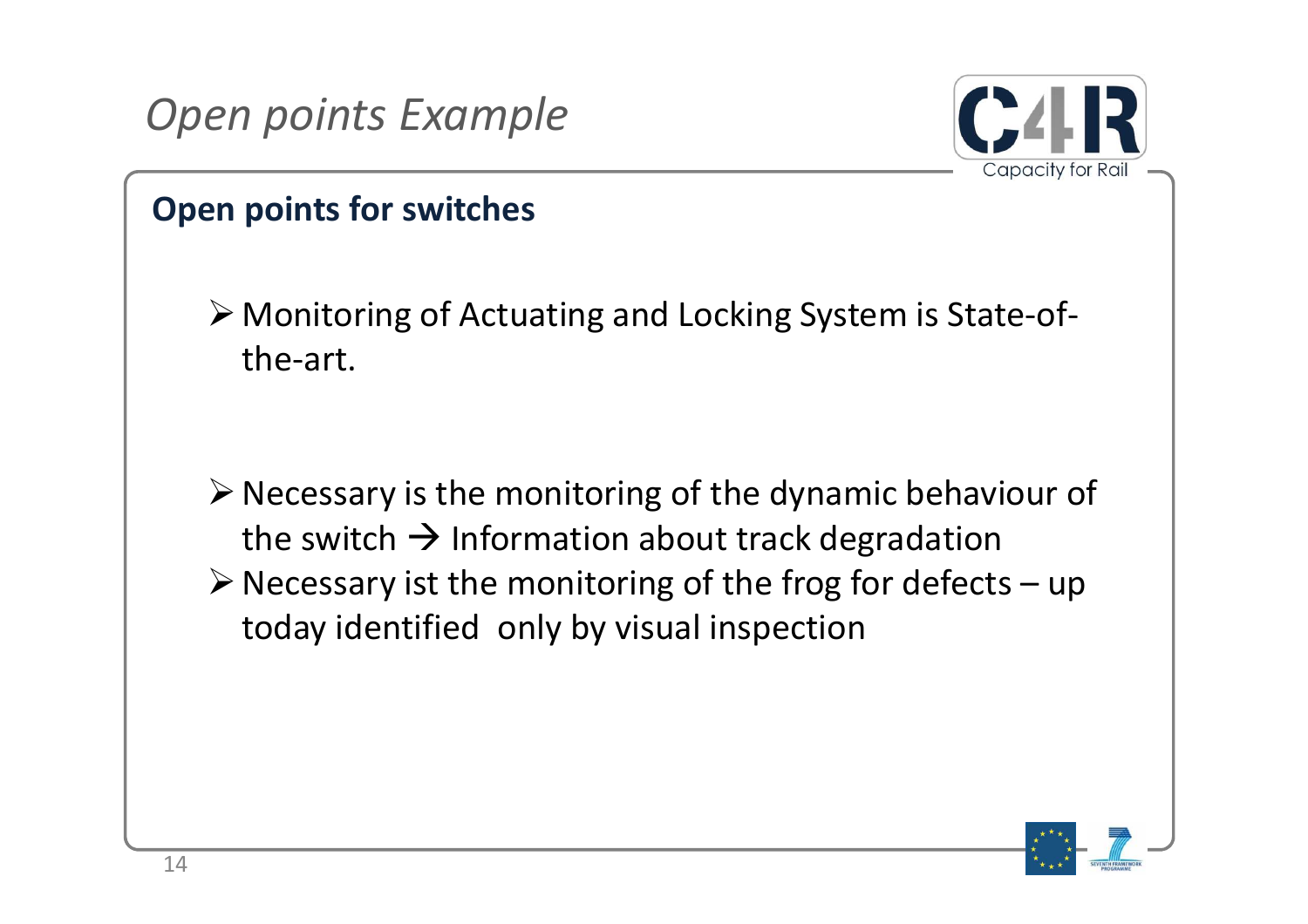# *Open points Example*

## Open points for switches

- Monitoring of Actuating and Locking System is State-of-the-art.

- Necessary is the monitoring of the dynamic behaviour of the switch → Information about track degradation
- Necessary ist the monitoring of the frog for defects – up today identified only by visual inspection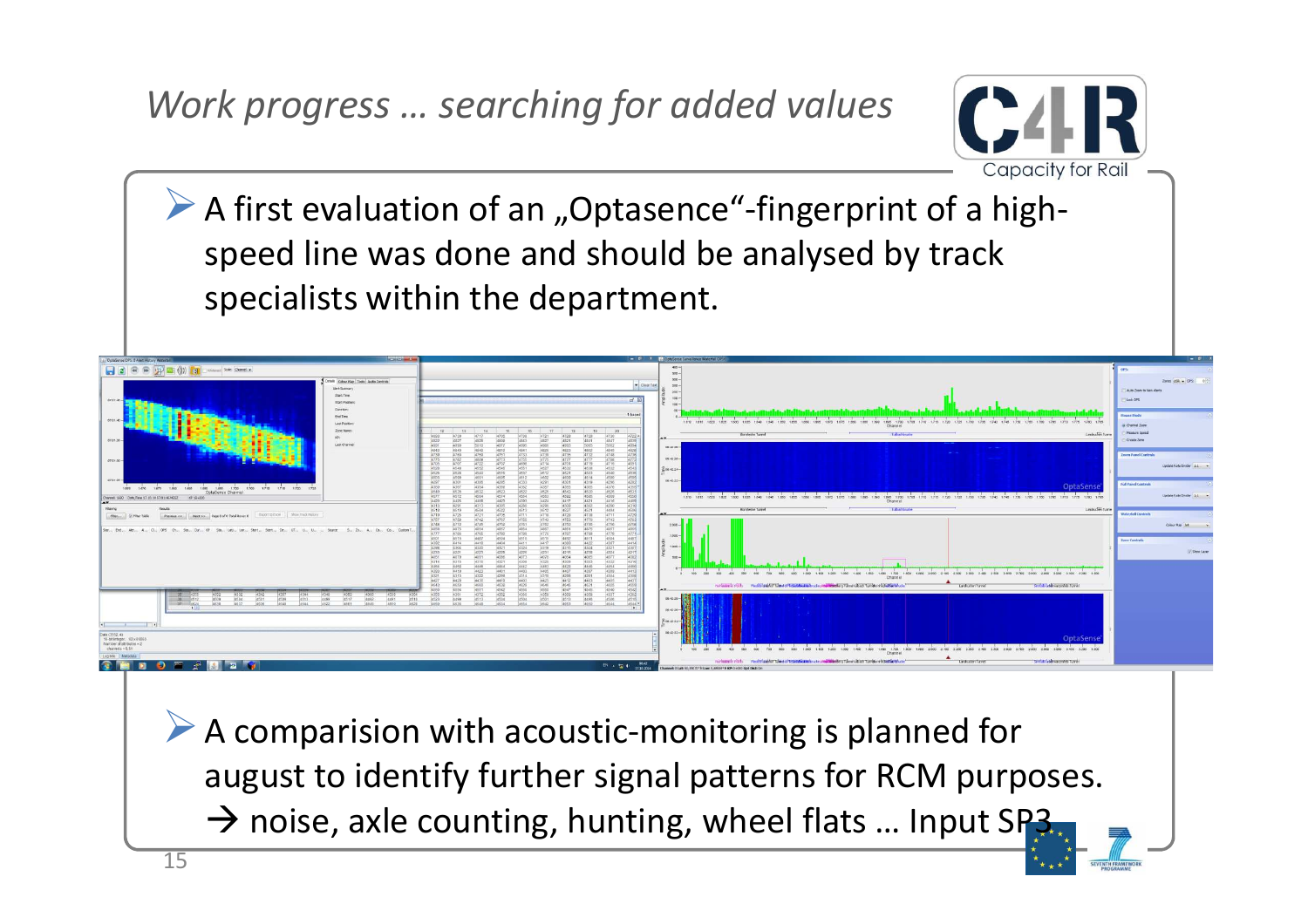## *Work progress … searching for added values*

- A first evaluation of an „Optasence"-fingerprint of a high-speed line was done and should be analysed by track specialists within the department.

- A comparision with acoustic-monitoring is planned for august to identify further signal patterns for RCM purposes.
  → noise, axle counting, hunting, wheel flats … Input SP3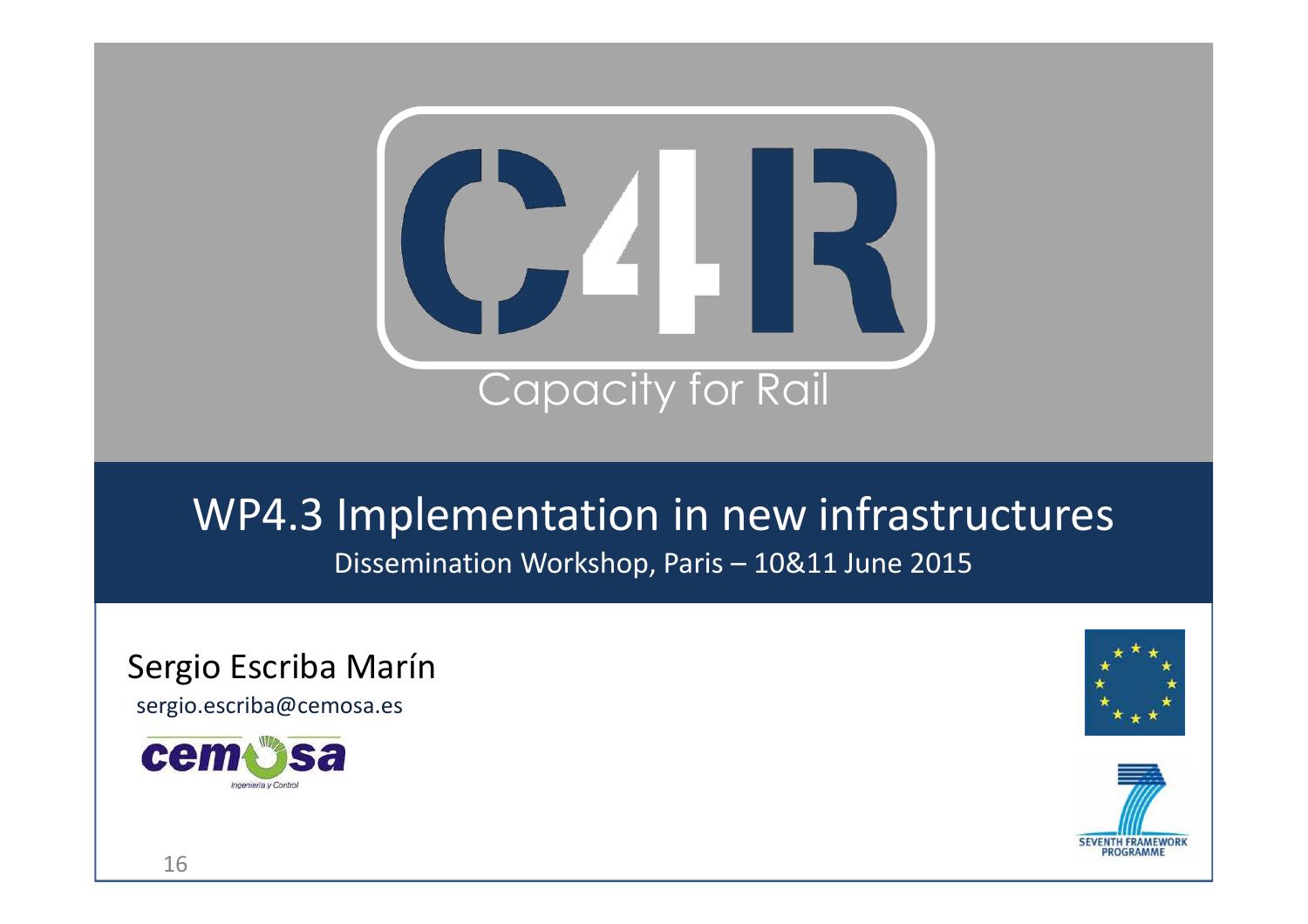# C4R

Capacity for Rail

## WP4.3 Implementation in new infrastructures

Dissemination Workshop, Paris – 10&11 June 2015

Sergio Escriba Marín

sergio.escriba@cemosa.es

cemosa — Ingeniería y Control

SEVENTH FRAMEWORK PROGRAMME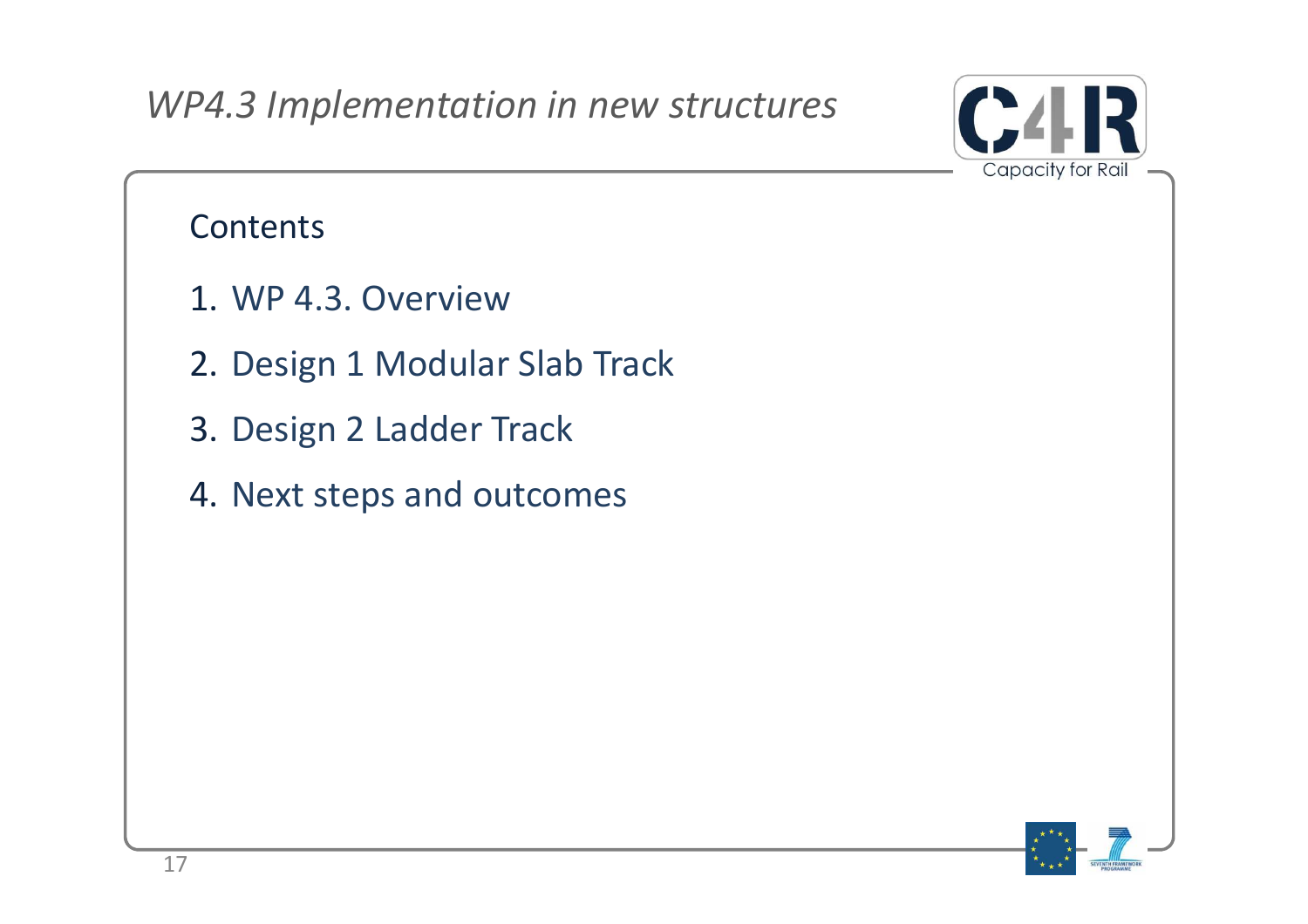# *WP4.3 Implementation in new structures*

## Contents

1. WP 4.3. Overview
2. Design 1 Modular Slab Track
3. Design 2 Ladder Track
4. Next steps and outcomes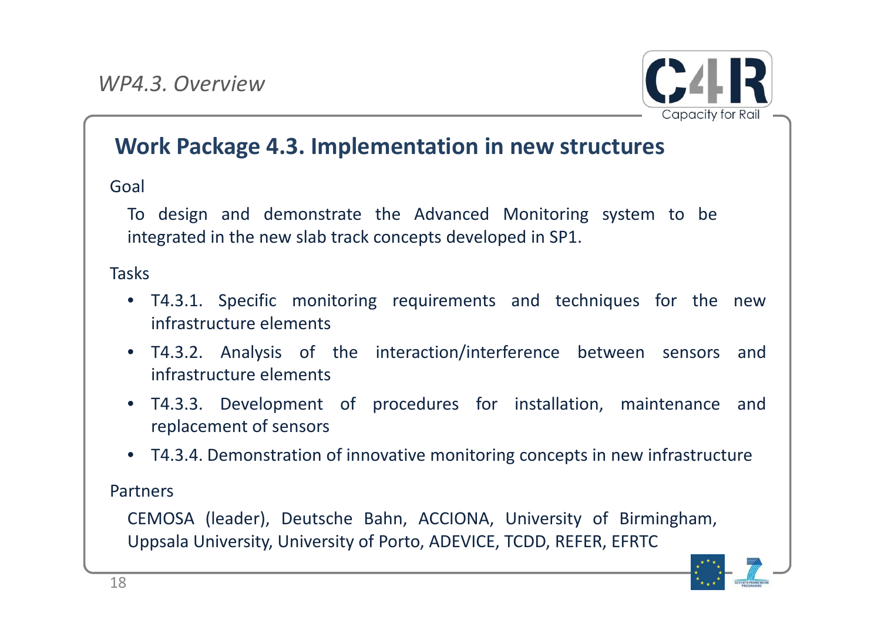*WP4.3. Overview*

## Work Package 4.3. Implementation in new structures

Goal

To design and demonstrate the Advanced Monitoring system to be integrated in the new slab track concepts developed in SP1.

Tasks

- T4.3.1. Specific monitoring requirements and techniques for the new infrastructure elements
- T4.3.2. Analysis of the interaction/interference between sensors and infrastructure elements
- T4.3.3. Development of procedures for installation, maintenance and replacement of sensors
- T4.3.4. Demonstration of innovative monitoring concepts in new infrastructure

Partners

CEMOSA (leader), Deutsche Bahn, ACCIONA, University of Birmingham, Uppsala University, University of Porto, ADEVICE, TCDD, REFER, EFRTC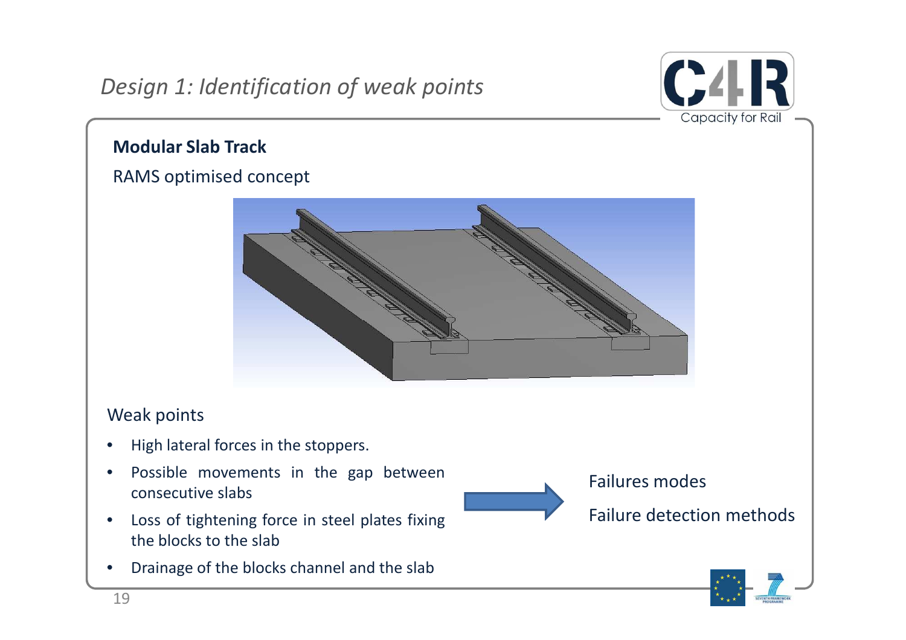## Design 1: Identification of weak points

**Modular Slab Track**

RAMS optimised concept

Weak points

- High lateral forces in the stoppers.
- Possible movements in the gap between consecutive slabs
- Loss of tightening force in steel plates fixing the blocks to the slab
- Drainage of the blocks channel and the slab

→

Failures modes

Failure detection methods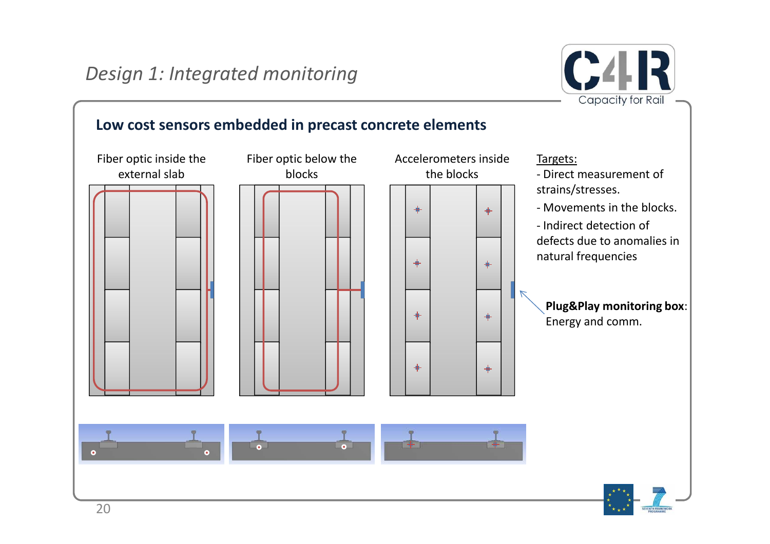# *Design 1: Integrated monitoring*

## Low cost sensors embedded in precast concrete elements

Fiber optic inside the external slab

Fiber optic below the blocks

Accelerometers inside the blocks

Targets:

- Direct measurement of strains/stresses.
- Movements in the blocks.
- Indirect detection of defects due to anomalies in natural frequencies

**Plug&Play monitoring box**: Energy and comm.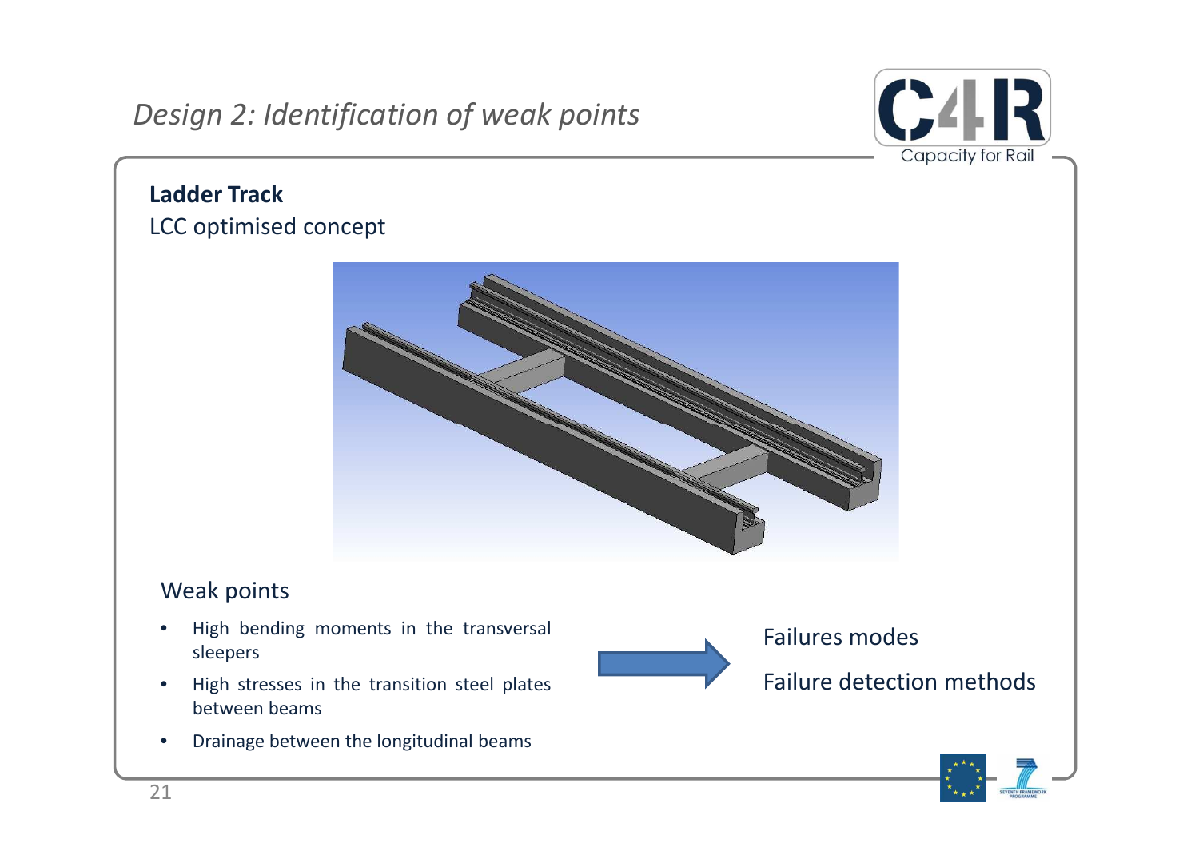# *Design 2: Identification of weak points*

**Ladder Track**

LCC optimised concept

## Weak points

- High bending moments in the transversal sleepers
- High stresses in the transition steel plates between beams
- Drainage between the longitudinal beams

Failures modes

Failure detection methods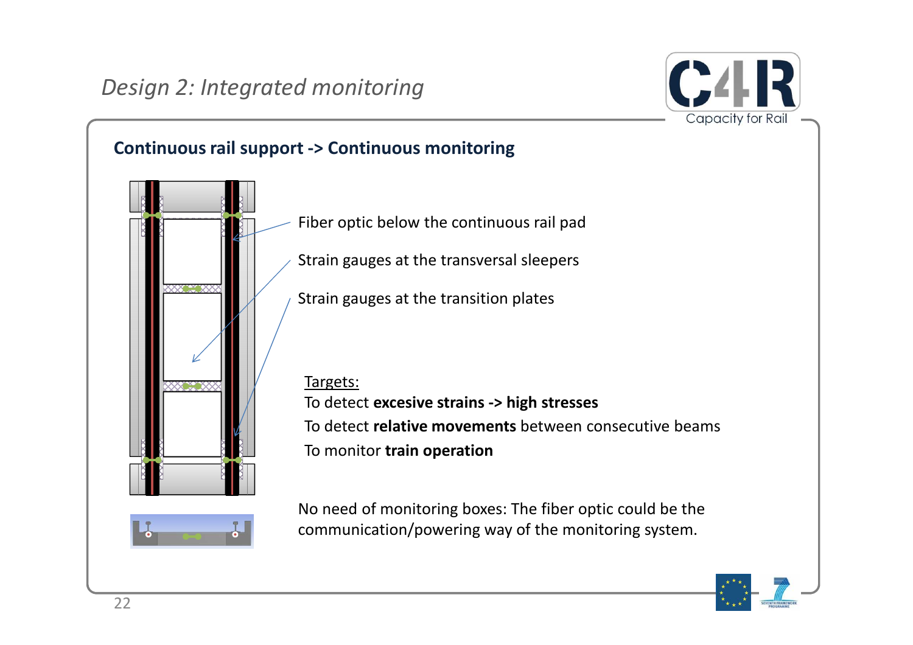## Design 2: Integrated monitoring

### Continuous rail support -> Continuous monitoring

Fiber optic below the continuous rail pad

Strain gauges at the transversal sleepers

Strain gauges at the transition plates

Targets:

To detect **excesive strains -> high stresses**

To detect **relative movements** between consecutive beams

To monitor **train operation**

No need of monitoring boxes: The fiber optic could be the communication/powering way of the monitoring system.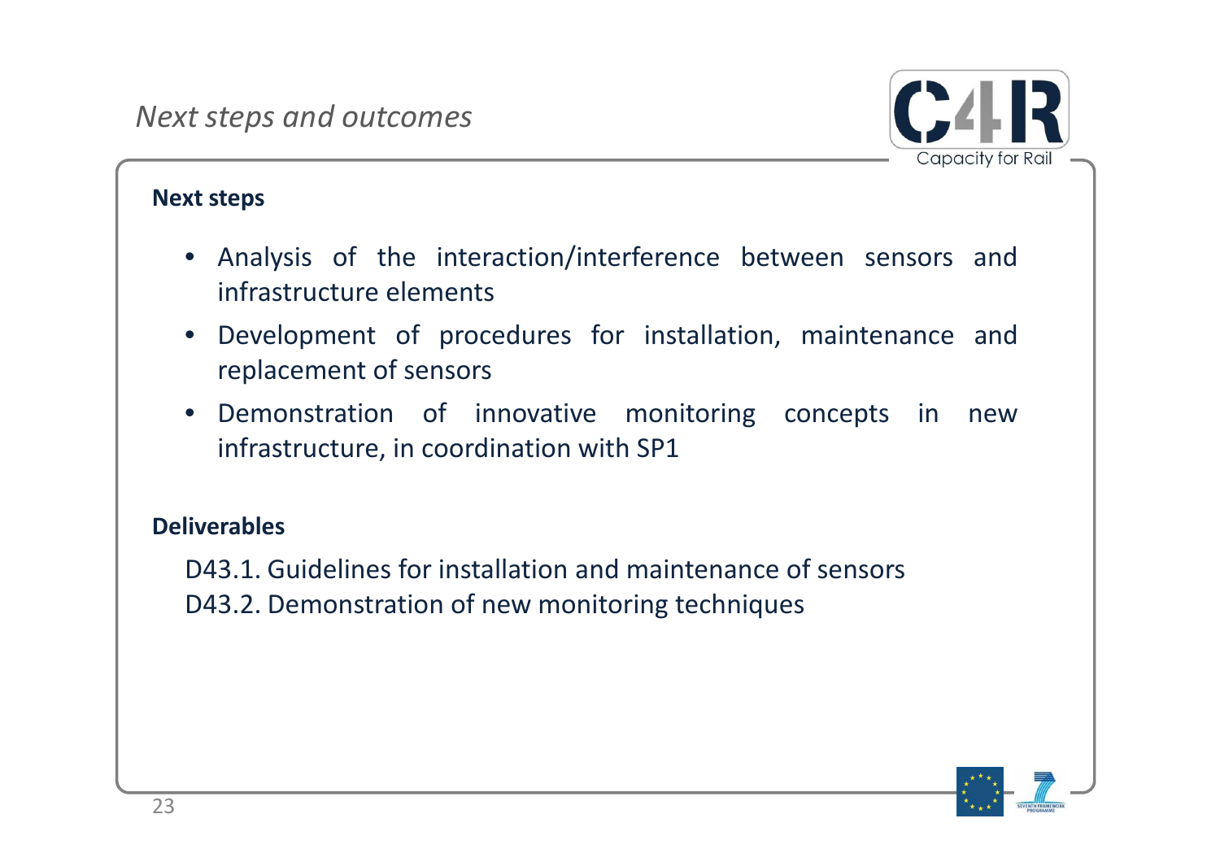*Next steps and outcomes*

**Next steps**

- Analysis of the interaction/interference between sensors and infrastructure elements
- Development of procedures for installation, maintenance and replacement of sensors
- Demonstration of innovative monitoring concepts in new infrastructure, in coordination with SP1

**Deliverables**

D43.1. Guidelines for installation and maintenance of sensors
D43.2. Demonstration of new monitoring techniques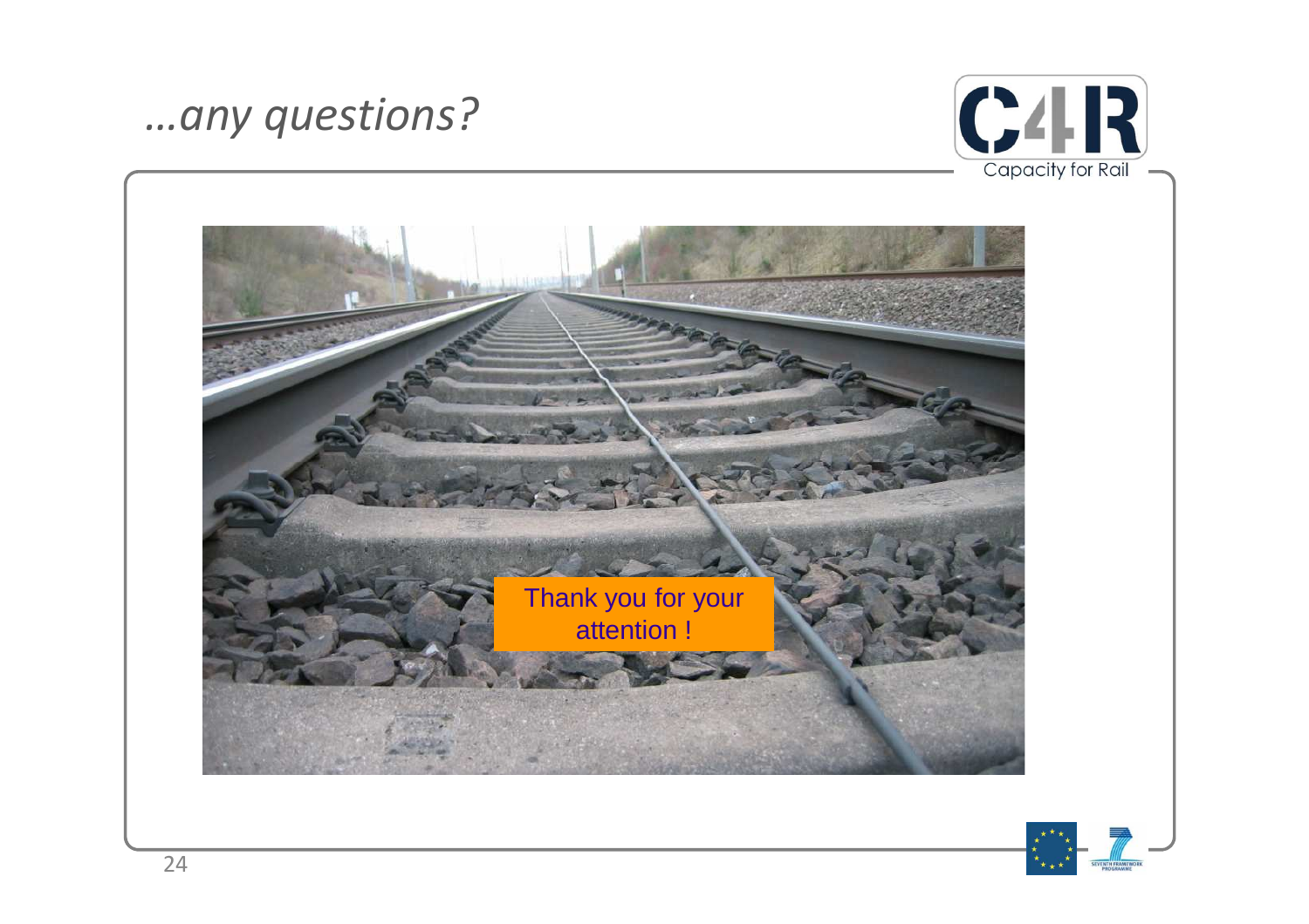# *...any questions?*

Thank you for your attention !